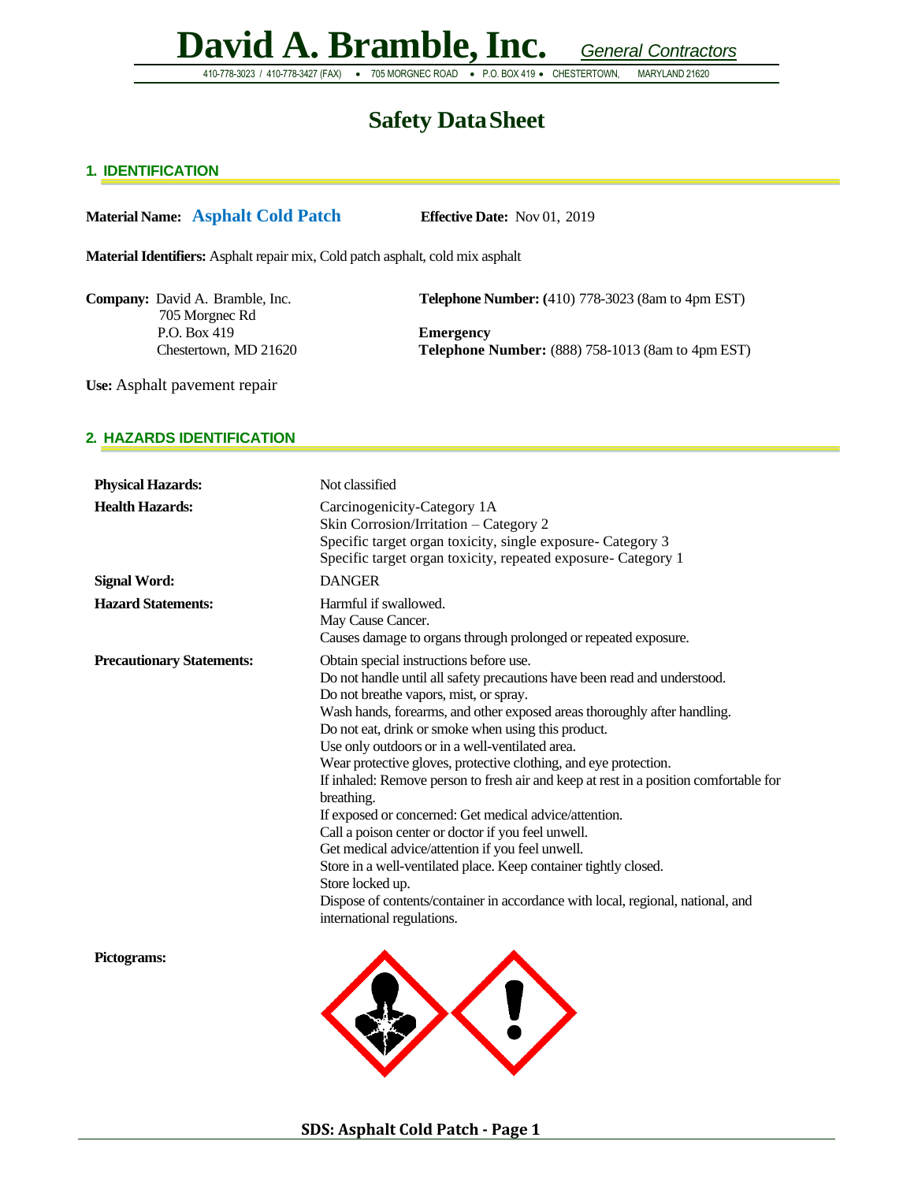# David A. Bramble, Inc. *General Contractors*

410-778-3023 / 410-778-3427 (FAX) • 705 MORGNEC ROAD • P.O. BOX 419 • CHESTERTOWN, MARYLAND 21620

# Safety Data Sheet

## 1. IDENTIFICATION

**Material Name: Asphalt Cold Patch** **Effective Date:** Nov 01, 2019

**Material Identifiers:** Asphalt repair mix, Cold patch asphalt, cold mix asphalt

**Company:** David A. Bramble, Inc.
705 Morgnec Rd
P.O. Box 419
Chestertown, MD 21620

**Telephone Number:** (410) 778-3023 (8am to 4pm EST)

**Emergency Telephone Number:** (888) 758-1013 (8am to 4pm EST)

**Use:** Asphalt pavement repair

## 2. HAZARDS IDENTIFICATION

| | |
|---|---|
| **Physical Hazards:** | Not classified |
| **Health Hazards:** | Carcinogenicity-Category 1A<br>Skin Corrosion/Irritation – Category 2<br>Specific target organ toxicity, single exposure- Category 3<br>Specific target organ toxicity, repeated exposure- Category 1 |
| **Signal Word:** | DANGER |
| **Hazard Statements:** | Harmful if swallowed.<br>May Cause Cancer.<br>Causes damage to organs through prolonged or repeated exposure. |
| **Precautionary Statements:** | Obtain special instructions before use.<br>Do not handle until all safety precautions have been read and understood.<br>Do not breathe vapors, mist, or spray.<br>Wash hands, forearms, and other exposed areas thoroughly after handling.<br>Do not eat, drink or smoke when using this product.<br>Use only outdoors or in a well-ventilated area.<br>Wear protective gloves, protective clothing, and eye protection.<br>If inhaled: Remove person to fresh air and keep at rest in a position comfortable for breathing.<br>If exposed or concerned: Get medical advice/attention.<br>Call a poison center or doctor if you feel unwell.<br>Get medical advice/attention if you feel unwell.<br>Store in a well-ventilated place. Keep container tightly closed.<br>Store locked up.<br>Dispose of contents/container in accordance with local, regional, national, and international regulations. |
| **Pictograms:** | |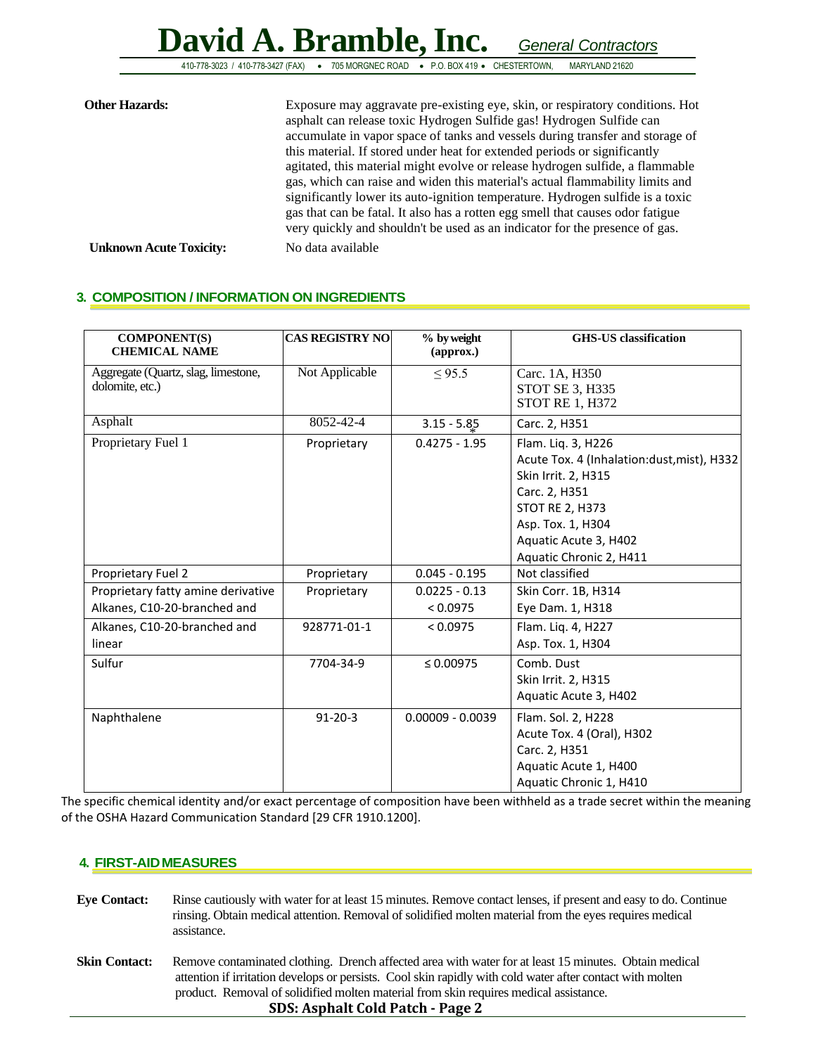**Other Hazards:** Exposure may aggravate pre-existing eye, skin, or respiratory conditions. Hot asphalt can release toxic Hydrogen Sulfide gas! Hydrogen Sulfide can accumulate in vapor space of tanks and vessels during transfer and storage of this material. If stored under heat for extended periods or significantly agitated, this material might evolve or release hydrogen sulfide, a flammable gas, which can raise and widen this material's actual flammability limits and significantly lower its auto-ignition temperature. Hydrogen sulfide is a toxic gas that can be fatal. It also has a rotten egg smell that causes odor fatigue very quickly and shouldn't be used as an indicator for the presence of gas.

**Unknown Acute Toxicity:** No data available

## 3. COMPOSITION / INFORMATION ON INGREDIENTS

| COMPONENT(S) CHEMICAL NAME | CAS REGISTRY NO | % by weight (approx.) | GHS-US classification |
|---|---|---|---|
| Aggregate (Quartz, slag, limestone, dolomite, etc.) | Not Applicable | ≤ 95.5 | Carc. 1A, H350<br>STOT SE 3, H335<br>STOT RE 1, H372 |
| Asphalt | 8052-42-4 | 3.15 - 5.85* | Carc. 2, H351 |
| Proprietary Fuel 1 | Proprietary | 0.4275 - 1.95 | Flam. Liq. 3, H226<br>Acute Tox. 4 (Inhalation:dust,mist), H332<br>Skin Irrit. 2, H315<br>Carc. 2, H351<br>STOT RE 2, H373<br>Asp. Tox. 1, H304<br>Aquatic Acute 3, H402<br>Aquatic Chronic 2, H411 |
| Proprietary Fuel 2 | Proprietary | 0.045 - 0.195 | Not classified |
| Proprietary fatty amine derivative<br>Alkanes, C10-20-branched and | Proprietary | 0.0225 - 0.13<br>< 0.0975 | Skin Corr. 1B, H314<br>Eye Dam. 1, H318 |
| Alkanes, C10-20-branched and linear | 928771-01-1 | < 0.0975 | Flam. Liq. 4, H227<br>Asp. Tox. 1, H304 |
| Sulfur | 7704-34-9 | ≤ 0.00975 | Comb. Dust<br>Skin Irrit. 2, H315<br>Aquatic Acute 3, H402 |
| Naphthalene | 91-20-3 | 0.00009 - 0.0039 | Flam. Sol. 2, H228<br>Acute Tox. 4 (Oral), H302<br>Carc. 2, H351<br>Aquatic Acute 1, H400<br>Aquatic Chronic 1, H410 |

The specific chemical identity and/or exact percentage of composition have been withheld as a trade secret within the meaning of the OSHA Hazard Communication Standard [29 CFR 1910.1200].

## 4. FIRST-AID MEASURES

**Eye Contact:** Rinse cautiously with water for at least 15 minutes. Remove contact lenses, if present and easy to do. Continue rinsing. Obtain medical attention. Removal of solidified molten material from the eyes requires medical assistance.

**Skin Contact:** Remove contaminated clothing. Drench affected area with water for at least 15 minutes. Obtain medical attention if irritation develops or persists. Cool skin rapidly with cold water after contact with molten product. Removal of solidified molten material from skin requires medical assistance.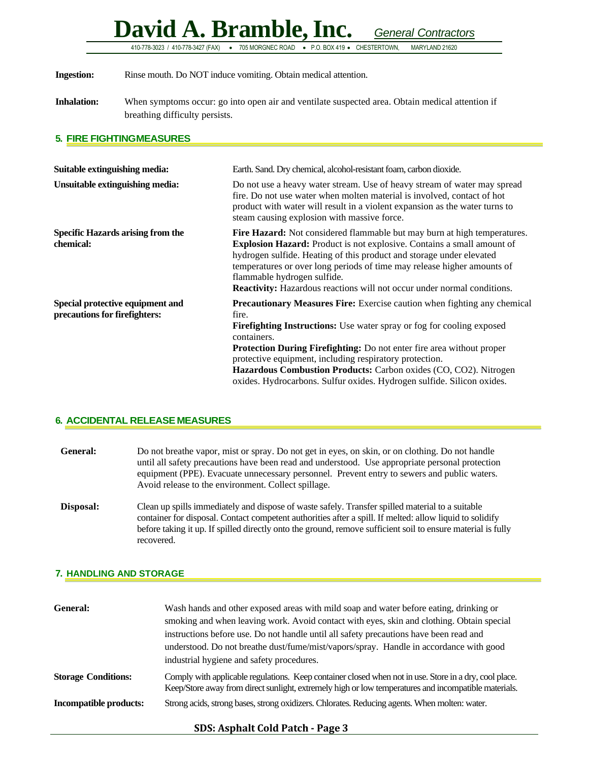**Ingestion:** Rinse mouth. Do NOT induce vomiting. Obtain medical attention.

**Inhalation:** When symptoms occur: go into open air and ventilate suspected area. Obtain medical attention if breathing difficulty persists.

## 5. FIRE FIGHTINGMEASURES

**Suitable extinguishing media:** Earth. Sand. Dry chemical, alcohol-resistant foam, carbon dioxide.

**Unsuitable extinguishing media:** Do not use a heavy water stream. Use of heavy stream of water may spread fire. Do not use water when molten material is involved, contact of hot product with water will result in a violent expansion as the water turns to steam causing explosion with massive force.

**Specific Hazards arising from the chemical:**
**Fire Hazard:** Not considered flammable but may burn at high temperatures.
**Explosion Hazard:** Product is not explosive. Contains a small amount of hydrogen sulfide. Heating of this product and storage under elevated temperatures or over long periods of time may release higher amounts of flammable hydrogen sulfide.
**Reactivity:** Hazardous reactions will not occur under normal conditions.

**Special protective equipment and precautions for firefighters:**
**Precautionary Measures Fire:** Exercise caution when fighting any chemical fire.
**Firefighting Instructions:** Use water spray or fog for cooling exposed containers.
**Protection During Firefighting:** Do not enter fire area without proper protective equipment, including respiratory protection.
**Hazardous Combustion Products:** Carbon oxides ($CO$, $CO_2$). Nitrogen oxides. Hydrocarbons. Sulfur oxides. Hydrogen sulfide. Silicon oxides.

## 6. ACCIDENTAL RELEASE MEASURES

**General:** Do not breathe vapor, mist or spray. Do not get in eyes, on skin, or on clothing. Do not handle until all safety precautions have been read and understood. Use appropriate personal protection equipment (PPE). Evacuate unnecessary personnel. Prevent entry to sewers and public waters. Avoid release to the environment. Collect spillage.

**Disposal:** Clean up spills immediately and dispose of waste safely. Transfer spilled material to a suitable container for disposal. Contact competent authorities after a spill. If melted: allow liquid to solidify before taking it up. If spilled directly onto the ground, remove sufficient soil to ensure material is fully recovered.

## 7. HANDLING AND STORAGE

**General:** Wash hands and other exposed areas with mild soap and water before eating, drinking or smoking and when leaving work. Avoid contact with eyes, skin and clothing. Obtain special instructions before use. Do not handle until all safety precautions have been read and understood. Do not breathe dust/fume/mist/vapors/spray. Handle in accordance with good industrial hygiene and safety procedures.

**Storage Conditions:** Comply with applicable regulations. Keep container closed when not in use. Store in a dry, cool place. Keep/Store away from direct sunlight, extremely high or low temperatures and incompatible materials.

**Incompatible products:** Strong acids, strong bases, strong oxidizers. Chlorates. Reducing agents. When molten: water.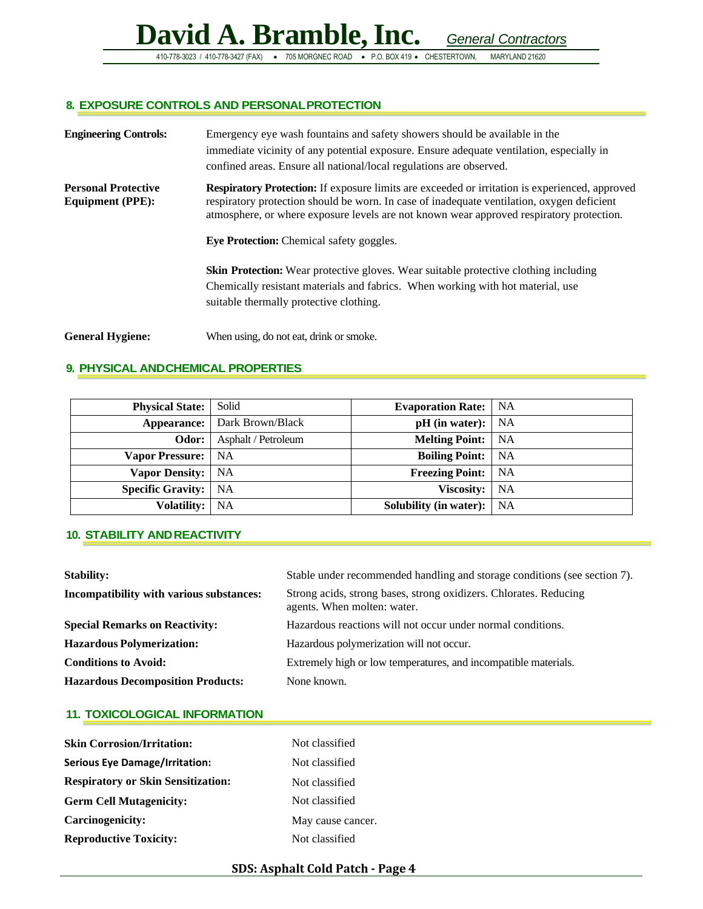## 8. EXPOSURE CONTROLS AND PERSONAL PROTECTION

**Engineering Controls:** Emergency eye wash fountains and safety showers should be available in the immediate vicinity of any potential exposure. Ensure adequate ventilation, especially in confined areas. Ensure all national/local regulations are observed.

**Personal Protective Equipment (PPE):**

**Respiratory Protection:** If exposure limits are exceeded or irritation is experienced, approved respiratory protection should be worn. In case of inadequate ventilation, oxygen deficient atmosphere, or where exposure levels are not known wear approved respiratory protection.

**Eye Protection:** Chemical safety goggles.

**Skin Protection:** Wear protective gloves. Wear suitable protective clothing including Chemically resistant materials and fabrics. When working with hot material, use suitable thermally protective clothing.

**General Hygiene:** When using, do not eat, drink or smoke.

## 9. PHYSICAL AND CHEMICAL PROPERTIES

| | | | |
|---|---|---|---|
| **Physical State:** | Solid | **Evaporation Rate:** | NA |
| **Appearance:** | Dark Brown/Black | **pH (in water):** | NA |
| **Odor:** | Asphalt / Petroleum | **Melting Point:** | NA |
| **Vapor Pressure:** | NA | **Boiling Point:** | NA |
| **Vapor Density:** | NA | **Freezing Point:** | NA |
| **Specific Gravity:** | NA | **Viscosity:** | NA |
| **Volatility:** | NA | **Solubility (in water):** | NA |

## 10. STABILITY AND REACTIVITY

**Stability:** Stable under recommended handling and storage conditions (see section 7).

**Incompatibility with various substances:** Strong acids, strong bases, strong oxidizers. Chlorates. Reducing agents. When molten: water.

**Special Remarks on Reactivity:** Hazardous reactions will not occur under normal conditions.

**Hazardous Polymerization:** Hazardous polymerization will not occur.

**Conditions to Avoid:** Extremely high or low temperatures, and incompatible materials.

**Hazardous Decomposition Products:** None known.

## 11. TOXICOLOGICAL INFORMATION

**Skin Corrosion/Irritation:** Not classified

**Serious Eye Damage/Irritation:** Not classified

**Respiratory or Skin Sensitization:** Not classified

**Germ Cell Mutagenicity:** Not classified

**Carcinogenicity:** May cause cancer.

**Reproductive Toxicity:** Not classified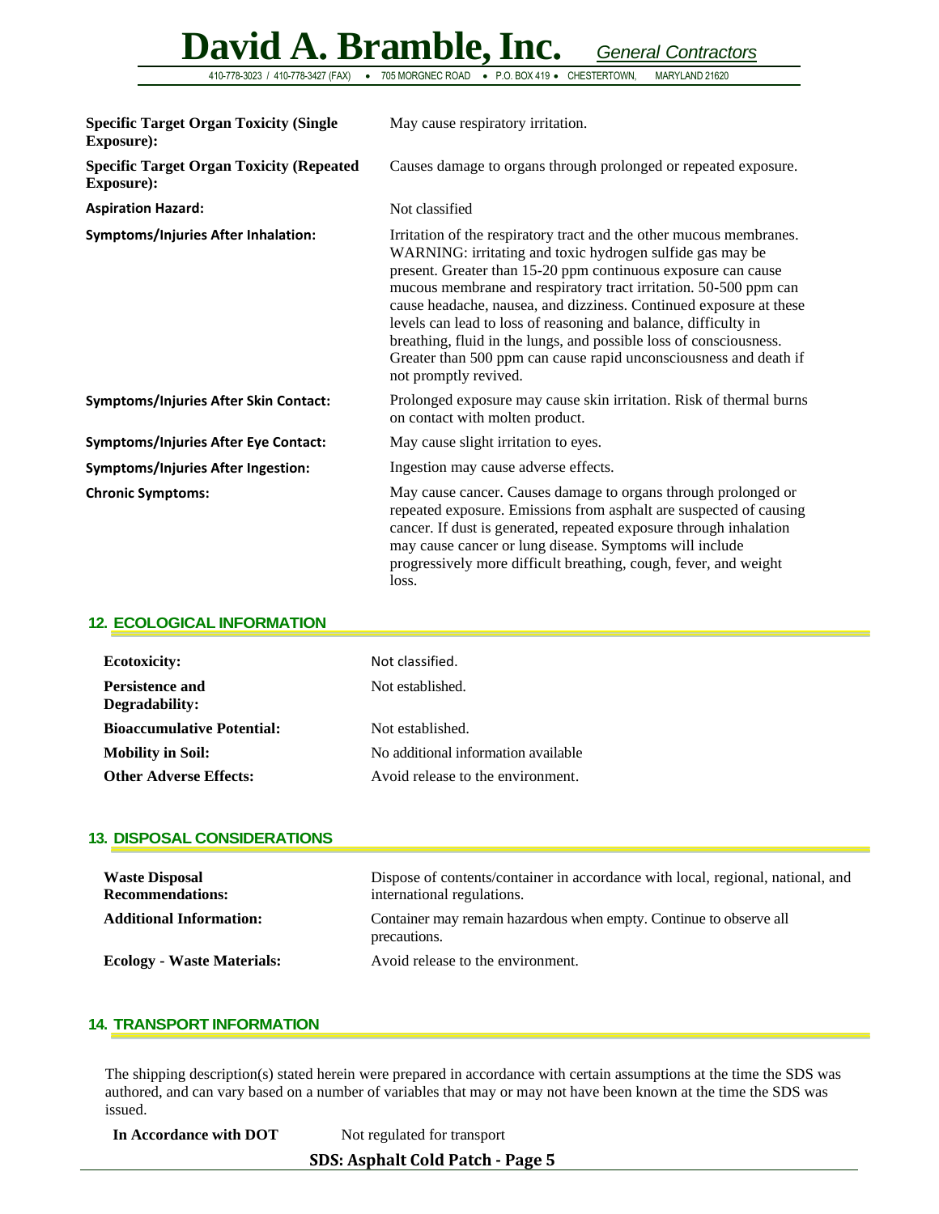| | |
|---|---|
| **Specific Target Organ Toxicity (Single Exposure):** | May cause respiratory irritation. |
| **Specific Target Organ Toxicity (Repeated Exposure):** | Causes damage to organs through prolonged or repeated exposure. |
| **Aspiration Hazard:** | Not classified |
| **Symptoms/Injuries After Inhalation:** | Irritation of the respiratory tract and the other mucous membranes. WARNING: irritating and toxic hydrogen sulfide gas may be present. Greater than 15-20 ppm continuous exposure can cause mucous membrane and respiratory tract irritation. 50-500 ppm can cause headache, nausea, and dizziness. Continued exposure at these levels can lead to loss of reasoning and balance, difficulty in breathing, fluid in the lungs, and possible loss of consciousness. Greater than 500 ppm can cause rapid unconsciousness and death if not promptly revived. |
| **Symptoms/Injuries After Skin Contact:** | Prolonged exposure may cause skin irritation. Risk of thermal burns on contact with molten product. |
| **Symptoms/Injuries After Eye Contact:** | May cause slight irritation to eyes. |
| **Symptoms/Injuries After Ingestion:** | Ingestion may cause adverse effects. |
| **Chronic Symptoms:** | May cause cancer. Causes damage to organs through prolonged or repeated exposure. Emissions from asphalt are suspected of causing cancer. If dust is generated, repeated exposure through inhalation may cause cancer or lung disease. Symptoms will include progressively more difficult breathing, cough, fever, and weight loss. |

## 12. ECOLOGICAL INFORMATION

| | |
|---|---|
| **Ecotoxicity:** | Not classified. |
| **Persistence and Degradability:** | Not established. |
| **Bioaccumulative Potential:** | Not established. |
| **Mobility in Soil:** | No additional information available |
| **Other Adverse Effects:** | Avoid release to the environment. |

## 13. DISPOSAL CONSIDERATIONS

| | |
|---|---|
| **Waste Disposal Recommendations:** | Dispose of contents/container in accordance with local, regional, national, and international regulations. |
| **Additional Information:** | Container may remain hazardous when empty. Continue to observe all precautions. |
| **Ecology - Waste Materials:** | Avoid release to the environment. |

## 14. TRANSPORT INFORMATION

The shipping description(s) stated herein were prepared in accordance with certain assumptions at the time the SDS was authored, and can vary based on a number of variables that may or may not have been known at the time the SDS was issued.

**In Accordance with DOT** Not regulated for transport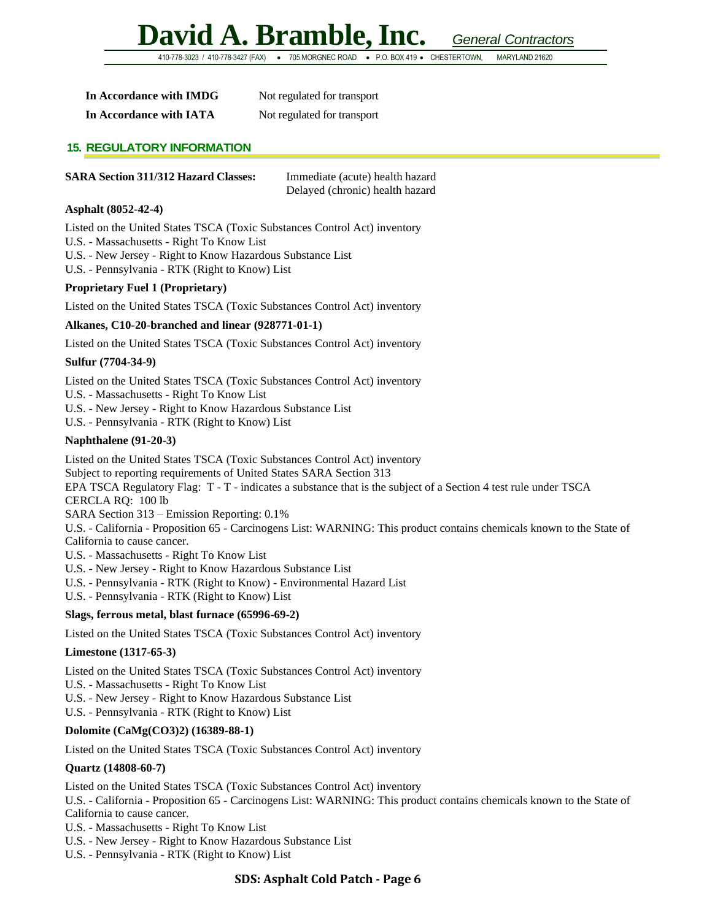| | |
|---|---|
| **In Accordance with IMDG** | Not regulated for transport |
| **In Accordance with IATA** | Not regulated for transport |

## 15. REGULATORY INFORMATION

**SARA Section 311/312 Hazard Classes:** Immediate (acute) health hazard
Delayed (chronic) health hazard

**Asphalt (8052-42-4)**

Listed on the United States TSCA (Toxic Substances Control Act) inventory
U.S. - Massachusetts - Right To Know List
U.S. - New Jersey - Right to Know Hazardous Substance List
U.S. - Pennsylvania - RTK (Right to Know) List

**Proprietary Fuel 1 (Proprietary)**

Listed on the United States TSCA (Toxic Substances Control Act) inventory

**Alkanes, C10-20-branched and linear (928771-01-1)**

Listed on the United States TSCA (Toxic Substances Control Act) inventory

**Sulfur (7704-34-9)**

Listed on the United States TSCA (Toxic Substances Control Act) inventory
U.S. - Massachusetts - Right To Know List
U.S. - New Jersey - Right to Know Hazardous Substance List
U.S. - Pennsylvania - RTK (Right to Know) List

**Naphthalene (91-20-3)**

Listed on the United States TSCA (Toxic Substances Control Act) inventory
Subject to reporting requirements of United States SARA Section 313
EPA TSCA Regulatory Flag: T - T - indicates a substance that is the subject of a Section 4 test rule under TSCA
CERCLA RQ: 100 lb
SARA Section 313 – Emission Reporting: 0.1%
U.S. - California - Proposition 65 - Carcinogens List: WARNING: This product contains chemicals known to the State of California to cause cancer.
U.S. - Massachusetts - Right To Know List
U.S. - New Jersey - Right to Know Hazardous Substance List
U.S. - Pennsylvania - RTK (Right to Know) - Environmental Hazard List
U.S. - Pennsylvania - RTK (Right to Know) List

**Slags, ferrous metal, blast furnace (65996-69-2)**

Listed on the United States TSCA (Toxic Substances Control Act) inventory

**Limestone (1317-65-3)**

Listed on the United States TSCA (Toxic Substances Control Act) inventory
U.S. - Massachusetts - Right To Know List
U.S. - New Jersey - Right to Know Hazardous Substance List
U.S. - Pennsylvania - RTK (Right to Know) List

**Dolomite ($CaMg(CO_3)_2$) (16389-88-1)**

Listed on the United States TSCA (Toxic Substances Control Act) inventory

**Quartz (14808-60-7)**

Listed on the United States TSCA (Toxic Substances Control Act) inventory
U.S. - California - Proposition 65 - Carcinogens List: WARNING: This product contains chemicals known to the State of California to cause cancer.
U.S. - Massachusetts - Right To Know List
U.S. - New Jersey - Right to Know Hazardous Substance List
U.S. - Pennsylvania - RTK (Right to Know) List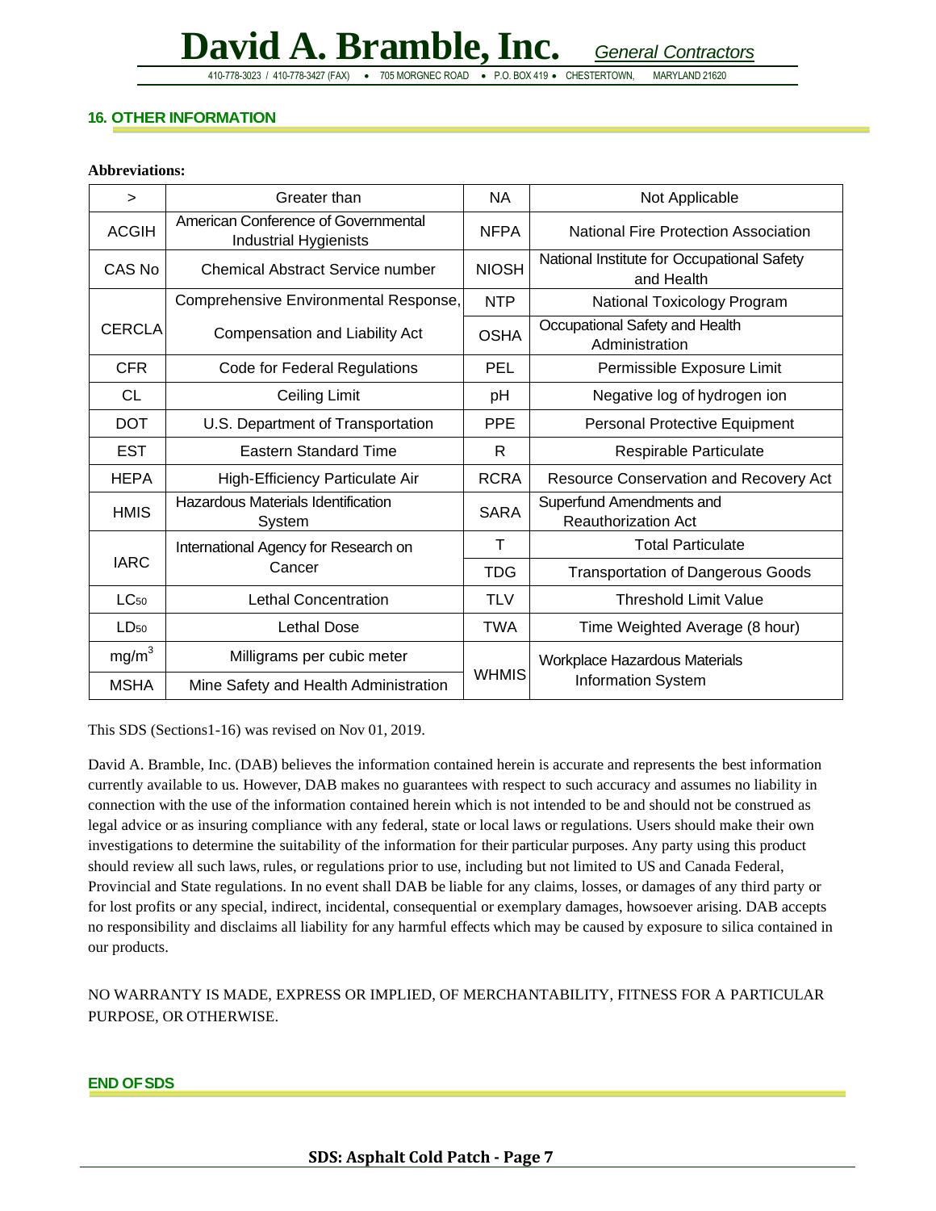## 16. OTHER INFORMATION

**Abbreviations:**

| | | | |
|---|---|---|---|
| > | Greater than | NA | Not Applicable |
| ACGIH | American Conference of Governmental Industrial Hygienists | NFPA | National Fire Protection Association |
| CAS No | Chemical Abstract Service number | NIOSH | National Institute for Occupational Safety and Health |
| CERCLA | Comprehensive Environmental Response, Compensation and Liability Act | NTP | National Toxicology Program |
| | | OSHA | Occupational Safety and Health Administration |
| CFR | Code for Federal Regulations | PEL | Permissible Exposure Limit |
| CL | Ceiling Limit | pH | Negative log of hydrogen ion |
| DOT | U.S. Department of Transportation | PPE | Personal Protective Equipment |
| EST | Eastern Standard Time | R | Respirable Particulate |
| HEPA | High-Efficiency Particulate Air | RCRA | Resource Conservation and Recovery Act |
| HMIS | Hazardous Materials Identification System | SARA | Superfund Amendments and Reauthorization Act |
| IARC | International Agency for Research on Cancer | T | Total Particulate |
| | | TDG | Transportation of Dangerous Goods |
| $LC_{50}$ | Lethal Concentration | TLV | Threshold Limit Value |
| $LD_{50}$ | Lethal Dose | TWA | Time Weighted Average (8 hour) |
| $mg/m^3$ | Milligrams per cubic meter | WHMIS | Workplace Hazardous Materials Information System |
| MSHA | Mine Safety and Health Administration | | |

This SDS (Sections1-16) was revised on Nov 01, 2019.

David A. Bramble, Inc. (DAB) believes the information contained herein is accurate and represents the best information currently available to us. However, DAB makes no guarantees with respect to such accuracy and assumes no liability in connection with the use of the information contained herein which is not intended to be and should not be construed as legal advice or as insuring compliance with any federal, state or local laws or regulations. Users should make their own investigations to determine the suitability of the information for their particular purposes. Any party using this product should review all such laws, rules, or regulations prior to use, including but not limited to US and Canada Federal, Provincial and State regulations. In no event shall DAB be liable for any claims, losses, or damages of any third party or for lost profits or any special, indirect, incidental, consequential or exemplary damages, howsoever arising. DAB accepts no responsibility and disclaims all liability for any harmful effects which may be caused by exposure to silica contained in our products.

NO WARRANTY IS MADE, EXPRESS OR IMPLIED, OF MERCHANTABILITY, FITNESS FOR A PARTICULAR PURPOSE, OR OTHERWISE.

## END OF SDS